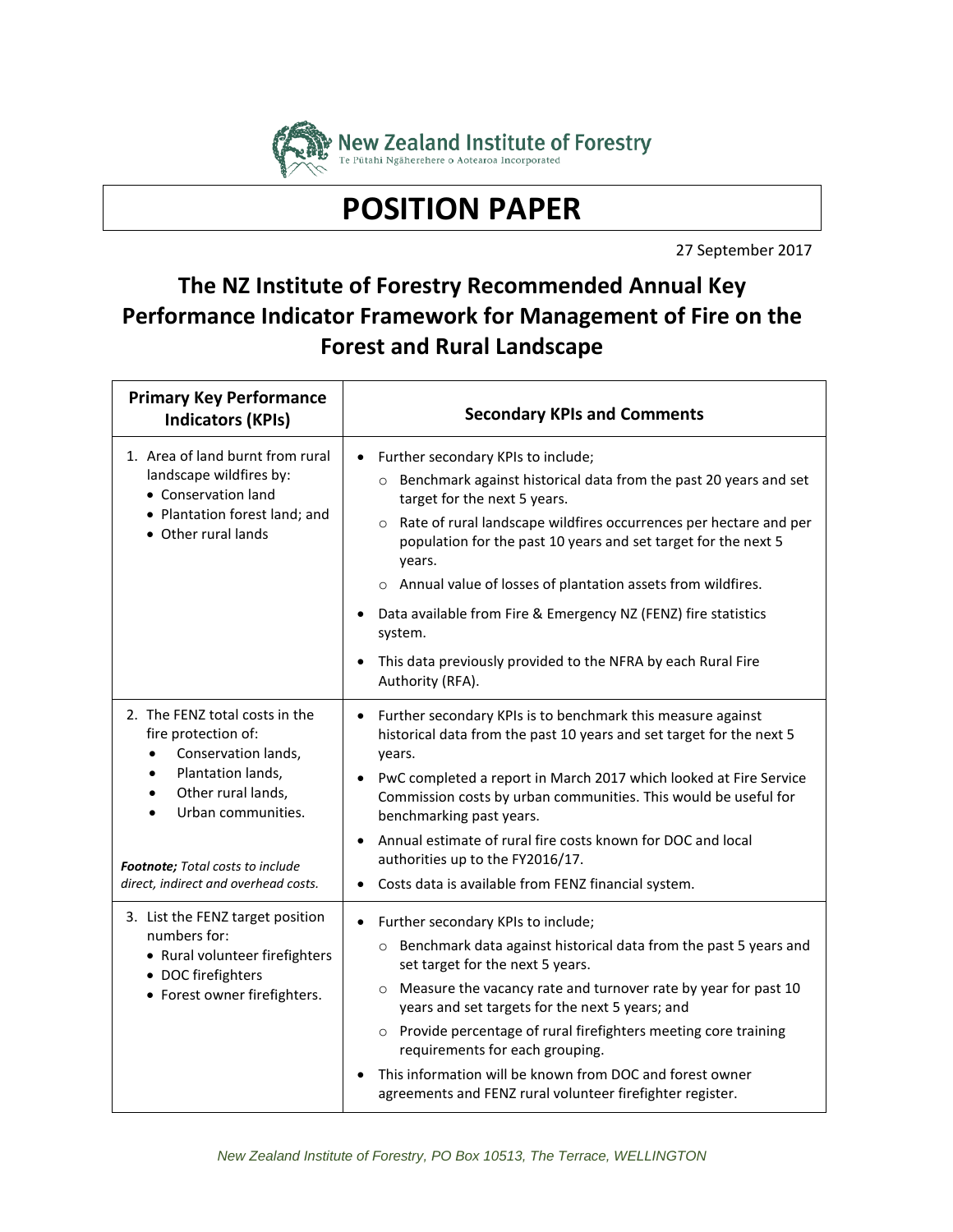New Zealand Institute of Forestry
Te Pūtahi Ngāherehere o Aotearoa Incorporated

# POSITION PAPER

27 September 2017

## The NZ Institute of Forestry Recommended Annual Key Performance Indicator Framework for Management of Fire on the Forest and Rural Landscape

| Primary Key Performance Indicators (KPIs) | Secondary KPIs and Comments |
|---|---|
| 1. Area of land burnt from rural landscape wildfires by:<br>• Conservation land<br>• Plantation forest land; and<br>• Other rural lands | • Further secondary KPIs to include;<br>  ○ Benchmark against historical data from the past 20 years and set target for the next 5 years.<br>  ○ Rate of rural landscape wildfires occurrences per hectare and per population for the past 10 years and set target for the next 5 years.<br>  ○ Annual value of losses of plantation assets from wildfires.<br>• Data available from Fire & Emergency NZ (FENZ) fire statistics system.<br>• This data previously provided to the NFRA by each Rural Fire Authority (RFA). |
| 2. The FENZ total costs in the fire protection of:<br>• Conservation lands,<br>• Plantation lands,<br>• Other rural lands,<br>• Urban communities.<br><br>***Footnote;*** *Total costs to include direct, indirect and overhead costs.* | • Further secondary KPIs is to benchmark this measure against historical data from the past 10 years and set target for the next 5 years.<br>• PwC completed a report in March 2017 which looked at Fire Service Commission costs by urban communities. This would be useful for benchmarking past years.<br>• Annual estimate of rural fire costs known for DOC and local authorities up to the FY2016/17.<br>• Costs data is available from FENZ financial system. |
| 3. List the FENZ target position numbers for:<br>• Rural volunteer firefighters<br>• DOC firefighters<br>• Forest owner firefighters. | • Further secondary KPIs to include;<br>  ○ Benchmark data against historical data from the past 5 years and set target for the next 5 years.<br>  ○ Measure the vacancy rate and turnover rate by year for past 10 years and set targets for the next 5 years; and<br>  ○ Provide percentage of rural firefighters meeting core training requirements for each grouping.<br>• This information will be known from DOC and forest owner agreements and FENZ rural volunteer firefighter register. |

*New Zealand Institute of Forestry, PO Box 10513, The Terrace, WELLINGTON*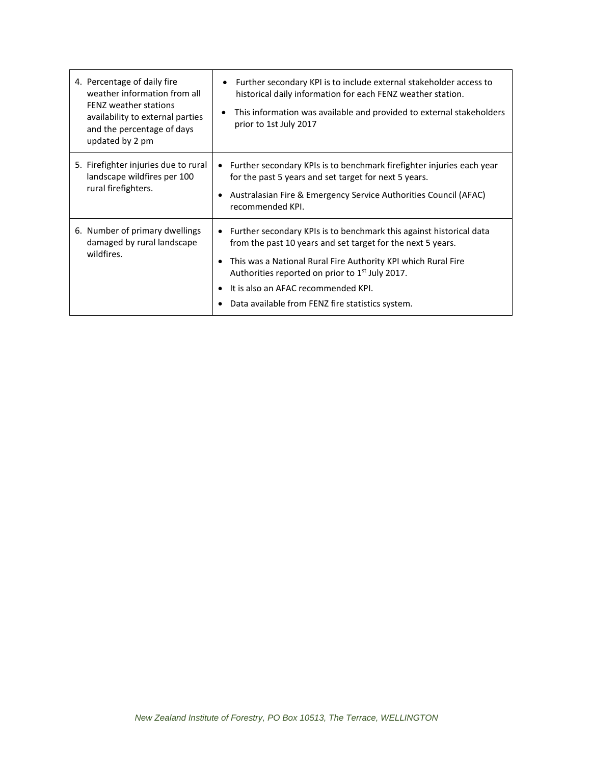| | |
|---|---|
| 4. Percentage of daily fire weather information from all FENZ weather stations availability to external parties and the percentage of days updated by 2 pm | • Further secondary KPI is to include external stakeholder access to historical daily information for each FENZ weather station.<br>• This information was available and provided to external stakeholders prior to 1st July 2017 |
| 5. Firefighter injuries due to rural landscape wildfires per 100 rural firefighters. | • Further secondary KPIs is to benchmark firefighter injuries each year for the past 5 years and set target for next 5 years.<br>• Australasian Fire & Emergency Service Authorities Council (AFAC) recommended KPI. |
| 6. Number of primary dwellings damaged by rural landscape wildfires. | • Further secondary KPIs is to benchmark this against historical data from the past 10 years and set target for the next 5 years.<br>• This was a National Rural Fire Authority KPI which Rural Fire Authorities reported on prior to 1st July 2017.<br>• It is also an AFAC recommended KPI.<br>• Data available from FENZ fire statistics system. |

*New Zealand Institute of Forestry, PO Box 10513, The Terrace, WELLINGTON*